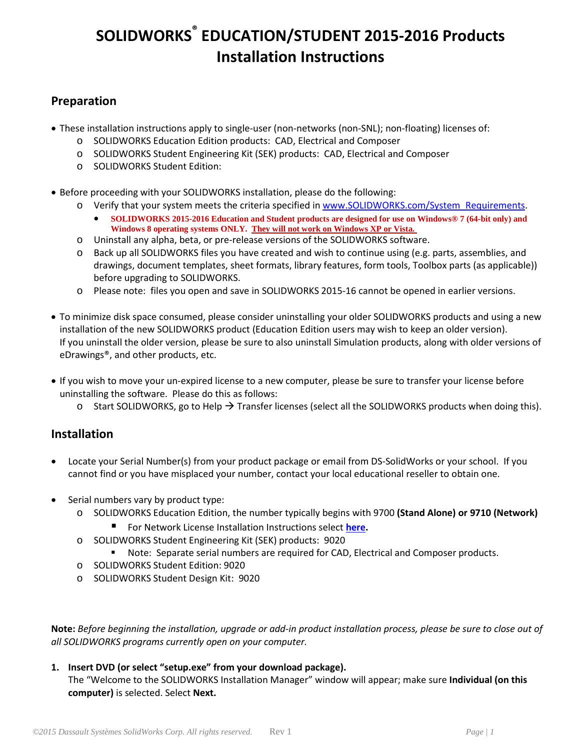# SOLIDWORKS® EDUCATION/STUDENT 2015-2016 Products Installation Instructions

## Preparation

- These installation instructions apply to single-user (non-networks (non-SNL); non-floating) licenses of:
  - SOLIDWORKS Education Edition products: CAD, Electrical and Composer
  - SOLIDWORKS Student Engineering Kit (SEK) products: CAD, Electrical and Composer
  - SOLIDWORKS Student Edition:

- Before proceeding with your SOLIDWORKS installation, please do the following:
  - Verify that your system meets the criteria specified in [www.SOLIDWORKS.com/System_Requirements](www.SOLIDWORKS.com/System_Requirements).
    - **SOLIDWORKS 2015-2016 Education and Student products are designed for use on Windows® 7 (64-bit only) and Windows 8 operating systems ONLY. They will not work on Windows XP or Vista.**
  - Uninstall any alpha, beta, or pre-release versions of the SOLIDWORKS software.
  - Back up all SOLIDWORKS files you have created and wish to continue using (e.g. parts, assemblies, and drawings, document templates, sheet formats, library features, form tools, Toolbox parts (as applicable)) before upgrading to SOLIDWORKS.
  - Please note: files you open and save in SOLIDWORKS 2015-16 cannot be opened in earlier versions.

- To minimize disk space consumed, please consider uninstalling your older SOLIDWORKS products and using a new installation of the new SOLIDWORKS product (Education Edition users may wish to keep an older version). If you uninstall the older version, please be sure to also uninstall Simulation products, along with older versions of eDrawings®, and other products, etc.

- If you wish to move your un-expired license to a new computer, please be sure to transfer your license before uninstalling the software. Please do this as follows:
  - Start SOLIDWORKS, go to Help → Transfer licenses (select all the SOLIDWORKS products when doing this).

## Installation

- Locate your Serial Number(s) from your product package or email from DS-SolidWorks or your school. If you cannot find or you have misplaced your number, contact your local educational reseller to obtain one.

- Serial numbers vary by product type:
  - SOLIDWORKS Education Edition, the number typically begins with 9700 **(Stand Alone) or 9710 (Network)**
    - For Network License Installation Instructions select **[here](here).**
  - SOLIDWORKS Student Engineering Kit (SEK) products: 9020
    - Note: Separate serial numbers are required for CAD, Electrical and Composer products.
  - SOLIDWORKS Student Edition: 9020
  - SOLIDWORKS Student Design Kit: 9020

**Note:** *Before beginning the installation, upgrade or add-in product installation process, please be sure to close out of all SOLIDWORKS programs currently open on your computer.*

1. **Insert DVD (or select "setup.exe" from your download package).**
   The "Welcome to the SOLIDWORKS Installation Manager" window will appear; make sure **Individual (on this computer)** is selected. Select **Next.**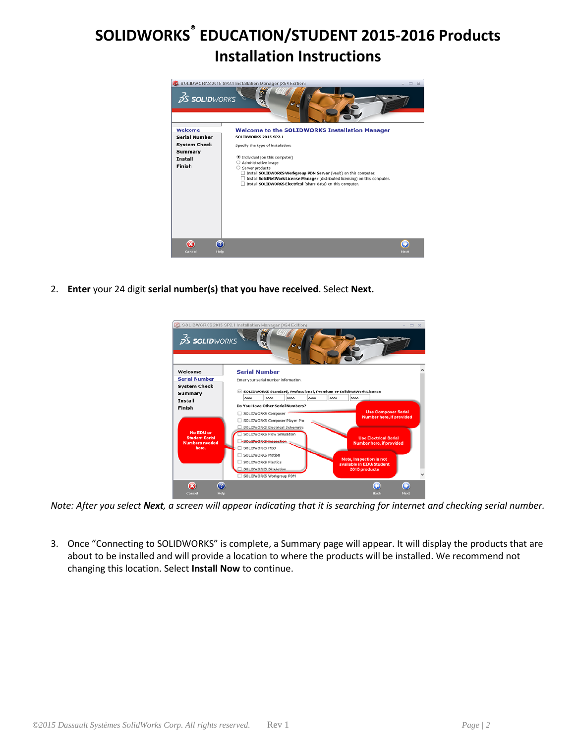# SOLIDWORKS® EDUCATION/STUDENT 2015-2016 Products Installation Instructions

2. **Enter** your 24 digit **serial number(s) that you have received**. Select **Next.**

*Note: After you select **Next**, a screen will appear indicating that it is searching for internet and checking serial number.*

3. Once "Connecting to SOLIDWORKS" is complete, a Summary page will appear. It will display the products that are about to be installed and will provide a location to where the products will be installed. We recommend not changing this location. Select **Install Now** to continue.

©2015 Dassault Systèmes SolidWorks Corp. All rights reserved. Rev 1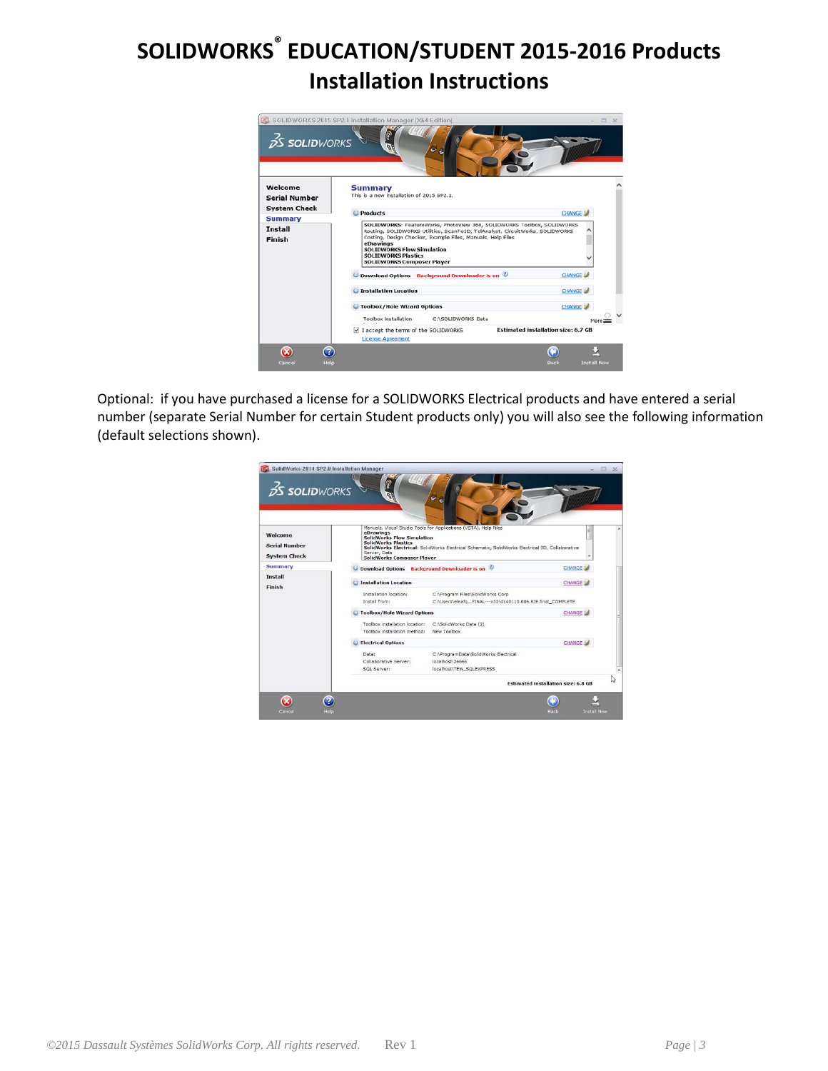# SOLIDWORKS® EDUCATION/STUDENT 2015-2016 Products Installation Instructions

Optional: if you have purchased a license for a SOLIDWORKS Electrical products and have entered a serial number (separate Serial Number for certain Student products only) you will also see the following information (default selections shown).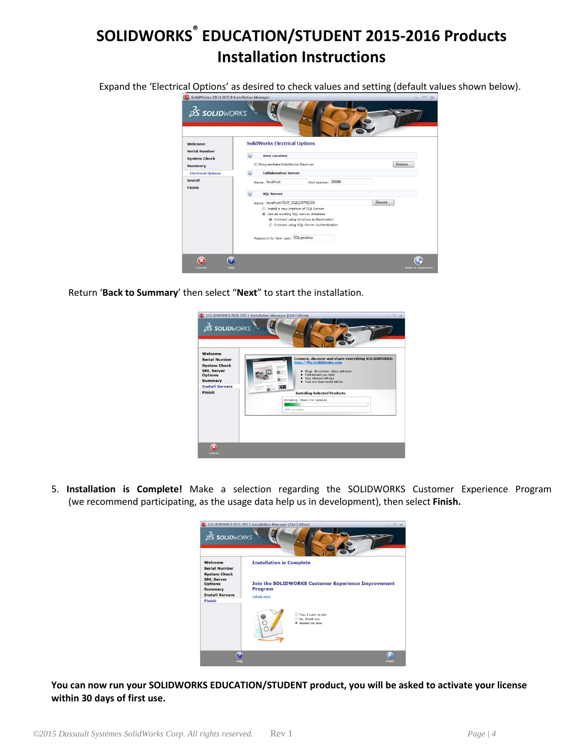# SOLIDWORKS® EDUCATION/STUDENT 2015-2016 Products Installation Instructions

Expand the 'Electrical Options' as desired to check values and setting (default values shown below).

Return '**Back to Summary**' then select "**Next**" to start the installation.

5. **Installation is Complete!** Make a selection regarding the SOLIDWORKS Customer Experience Program (we recommend participating, as the usage data help us in development), then select **Finish.**

**You can now run your SOLIDWORKS EDUCATION/STUDENT product, you will be asked to activate your license within 30 days of first use.**

*©2015 Dassault Systèmes SolidWorks Corp. All rights reserved.* Rev 1